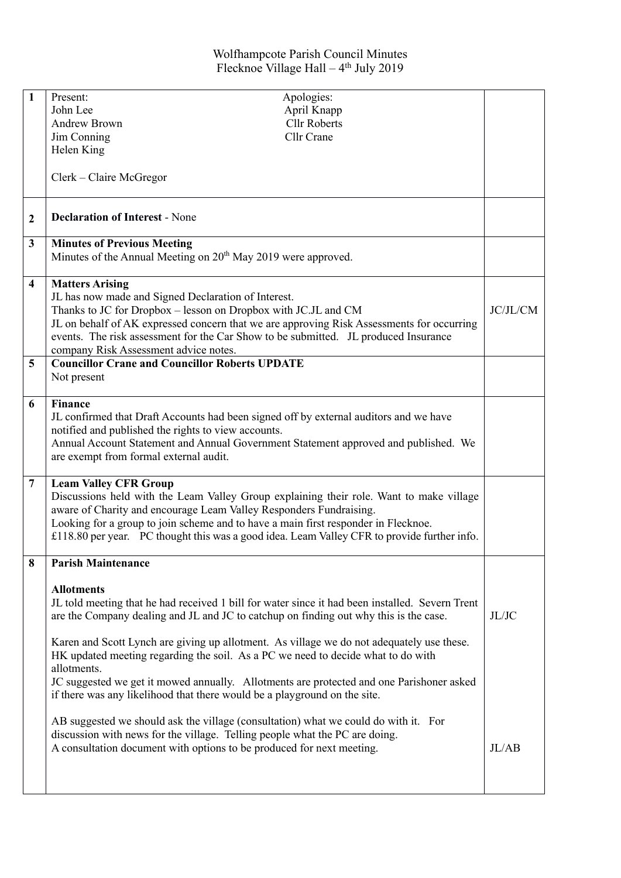Wolfhampcote Parish Council Minutes
Flecknoe Village Hall – 4th July 2019

| | | |
|---|---|---|
| 1 | Present:<br>John Lee<br>Andrew Brown<br>Jim Conning<br>Helen King<br><br>Clerk – Claire McGregor<br><br>Apologies:<br>April Knapp<br>Cllr Roberts<br>Cllr Crane | |
| 2 | **Declaration of Interest** - None | |
| 3 | **Minutes of Previous Meeting**<br>Minutes of the Annual Meeting on 20th May 2019 were approved. | |
| 4 | **Matters Arising**<br>JL has now made and Signed Declaration of Interest.<br>Thanks to JC for Dropbox – lesson on Dropbox with JC.JL and CM<br>JL on behalf of AK expressed concern that we are approving Risk Assessments for occurring events. The risk assessment for the Car Show to be submitted. JL produced Insurance company Risk Assessment advice notes. | JC/JL/CM |
| 5 | **Councillor Crane and Councillor Roberts UPDATE**<br>Not present | |
| 6 | **Finance**<br>JL confirmed that Draft Accounts had been signed off by external auditors and we have notified and published the rights to view accounts.<br>Annual Account Statement and Annual Government Statement approved and published. We are exempt from formal external audit. | |
| 7 | **Leam Valley CFR Group**<br>Discussions held with the Leam Valley Group explaining their role. Want to make village aware of Charity and encourage Leam Valley Responders Fundraising.<br>Looking for a group to join scheme and to have a main first responder in Flecknoe.<br>£118.80 per year. PC thought this was a good idea. Leam Valley CFR to provide further info. | |
| 8 | **Parish Maintenance**<br><br>**Allotments**<br>JL told meeting that he had received 1 bill for water since it had been installed. Severn Trent are the Company dealing and JL and JC to catchup on finding out why this is the case.<br><br>Karen and Scott Lynch are giving up allotment. As village we do not adequately use these. HK updated meeting regarding the soil. As a PC we need to decide what to do with allotments.<br>JC suggested we get it mowed annually. Allotments are protected and one Parishoner asked if there was any likelihood that there would be a playground on the site.<br><br>AB suggested we should ask the village (consultation) what we could do with it. For discussion with news for the village. Telling people what the PC are doing.<br>A consultation document with options to be produced for next meeting. | JL/JC<br><br><br><br><br><br><br>JL/AB |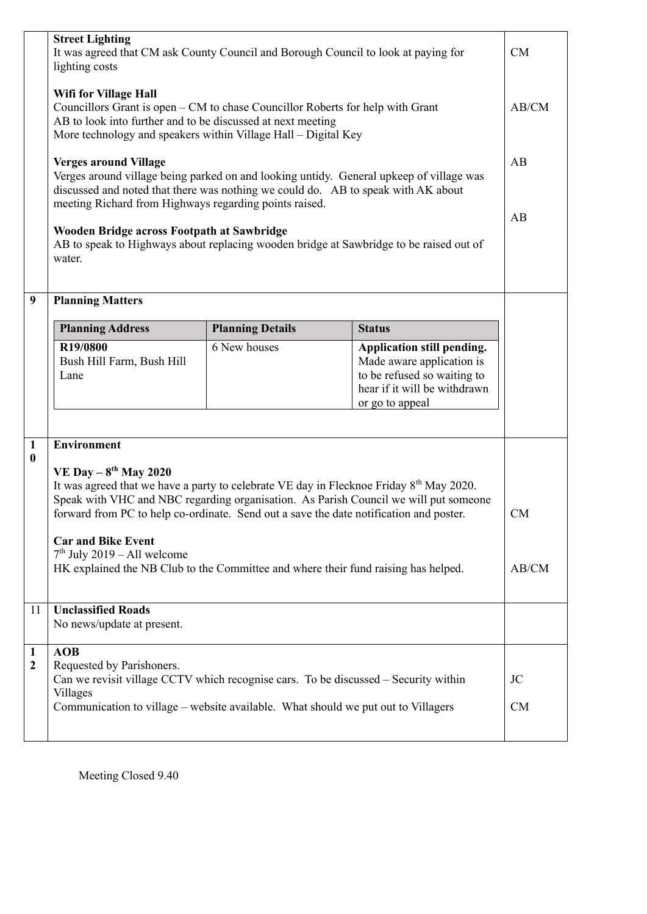| | | |
|---|---|---|
| | **Street Lighting**<br>It was agreed that CM ask County Council and Borough Council to look at paying for lighting costs<br><br>**Wifi for Village Hall**<br>Councillors Grant is open – CM to chase Councillor Roberts for help with Grant<br>AB to look into further and to be discussed at next meeting<br>More technology and speakers within Village Hall – Digital Key<br><br>**Verges around Village**<br>Verges around village being parked on and looking untidy. General upkeep of village was discussed and noted that there was nothing we could do. AB to speak with AK about meeting Richard from Highways regarding points raised.<br><br>**Wooden Bridge across Footpath at Sawbridge**<br>AB to speak to Highways about replacing wooden bridge at Sawbridge to be raised out of water. | CM<br><br>AB/CM<br><br>AB<br><br>AB |
| 9 | **Planning Matters**<br><br>**Planning Address:** R19/0800 Bush Hill Farm, Bush Hill Lane<br>**Planning Details:** 6 New houses<br>**Status:** **Application still pending.** Made aware application is to be refused so waiting to hear if it will be withdrawn or go to appeal | |
| 10 | **Environment**<br><br>**VE Day – 8th May 2020**<br>It was agreed that we have a party to celebrate VE day in Flecknoe Friday 8th May 2020. Speak with VHC and NBC regarding organisation. As Parish Council we will put someone forward from PC to help co-ordinate. Send out a save the date notification and poster.<br><br>**Car and Bike Event**<br>7th July 2019 – All welcome<br>HK explained the NB Club to the Committee and where their fund raising has helped. | CM<br><br>AB/CM |
| 11 | **Unclassified Roads**<br>No news/update at present. | |
| 12 | **AOB**<br>Requested by Parishoners.<br>Can we revisit village CCTV which recognise cars. To be discussed – Security within Villages<br>Communication to village – website available. What should we put out to Villagers | JC<br><br>CM |

Meeting Closed 9.40